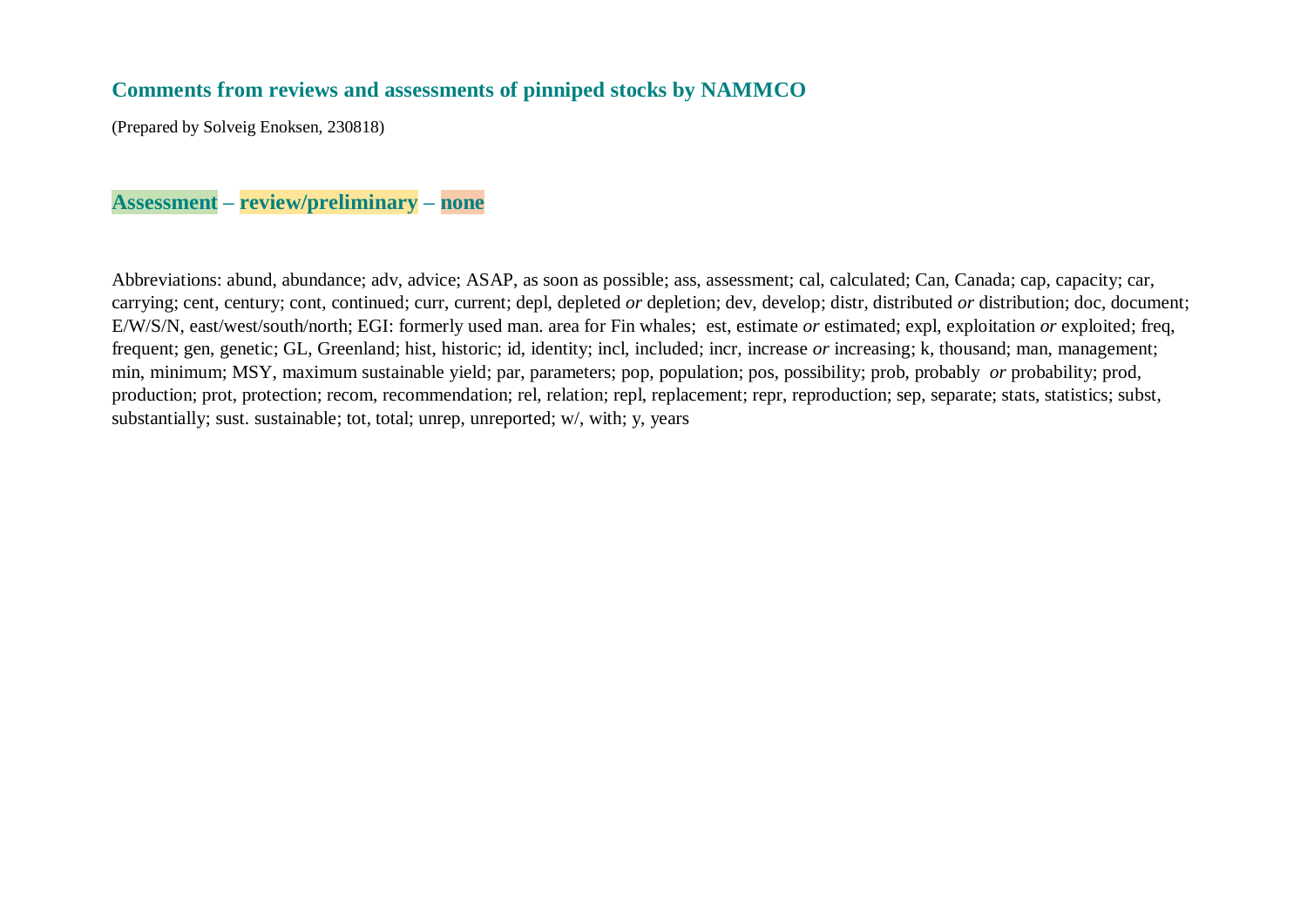## Comments from reviews and assessments of pinniped stocks by NAMMCO

(Prepared by Solveig Enoksen, 230818)

### Assessment – review/preliminary – none

Abbreviations: abund, abundance; adv, advice; ASAP, as soon as possible; ass, assessment; cal, calculated; Can, Canada; cap, capacity; car, carrying; cent, century; cont, continued; curr, current; depl, depleted *or* depletion; dev, develop; distr, distributed *or* distribution; doc, document; E/W/S/N, east/west/south/north; EGI: formerly used man. area for Fin whales; est, estimate *or* estimated; expl, exploitation *or* exploited; freq, frequent; gen, genetic; GL, Greenland; hist, historic; id, identity; incl, included; incr, increase *or* increasing; k, thousand; man, management; min, minimum; MSY, maximum sustainable yield; par, parameters; pop, population; pos, possibility; prob, probably *or* probability; prod, production; prot, protection; recom, recommendation; rel, relation; repl, replacement; repr, reproduction; sep, separate; stats, statistics; subst, substantially; sust. sustainable; tot, total; unrep, unreported; w/, with; y, years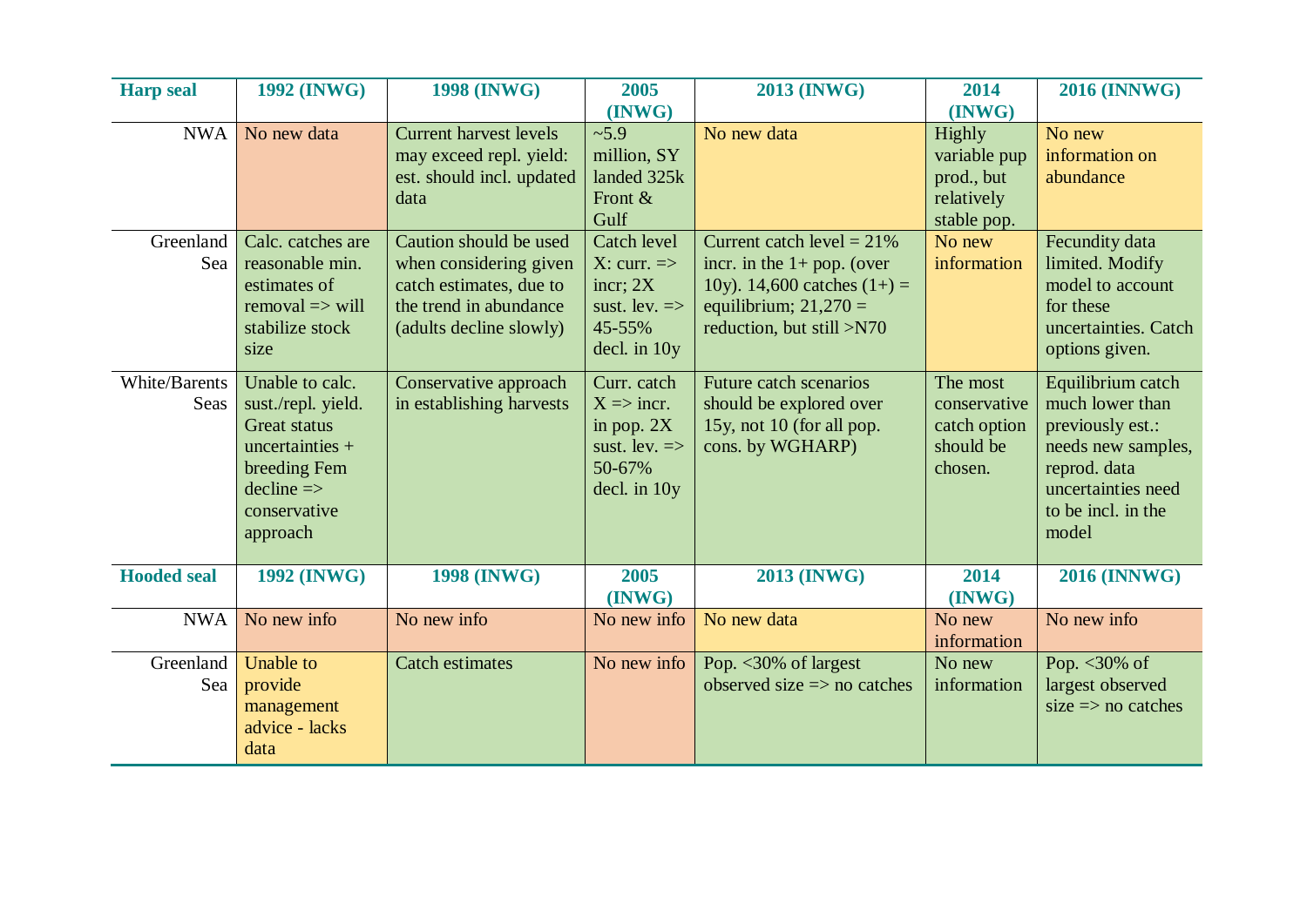| Harp seal | 1992 (INWG) | 1998 (INWG) | 2005 (INWG) | 2013 (INWG) | 2014 (INWG) | 2016 (INNWG) |
|---|---|---|---|---|---|---|
| NWA | No new data | Current harvest levels may exceed repl. yield: est. should incl. updated data | ~5.9 million, SY landed 325k Front & Gulf | No new data | Highly variable pup prod., but relatively stable pop. | No new information on abundance |
| Greenland Sea | Calc. catches are reasonable min. estimates of removal => will stabilize stock size | Caution should be used when considering given catch estimates, due to the trend in abundance (adults decline slowly) | Catch level X: curr. => incr; 2X sust. lev. => 45-55% decl. in 10y | Current catch level = 21% incr. in the 1+ pop. (over 10y). 14,600 catches (1+) = equilibrium; 21,270 = reduction, but still >N70 | No new information | Fecundity data limited. Modify model to account for these uncertainties. Catch options given. |
| White/Barents Seas | Unable to calc. sust./repl. yield. Great status uncertainties + breeding Fem decline => conservative approach | Conservative approach in establishing harvests | Curr. catch X => incr. in pop. 2X sust. lev. => 50-67% decl. in 10y | Future catch scenarios should be explored over 15y, not 10 (for all pop. cons. by WGHARP) | The most conservative catch option should be chosen. | Equilibrium catch much lower than previously est.: needs new samples, reprod. data uncertainties need to be incl. in the model |
| **Hooded seal** | **1992 (INWG)** | **1998 (INWG)** | **2005 (INWG)** | **2013 (INWG)** | **2014 (INWG)** | **2016 (INNWG)** |
| NWA | No new info | No new info | No new info | No new data | No new information | No new info |
| Greenland Sea | Unable to provide management advice - lacks data | Catch estimates | No new info | Pop. <30% of largest observed size => no catches | No new information | Pop. <30% of largest observed size => no catches |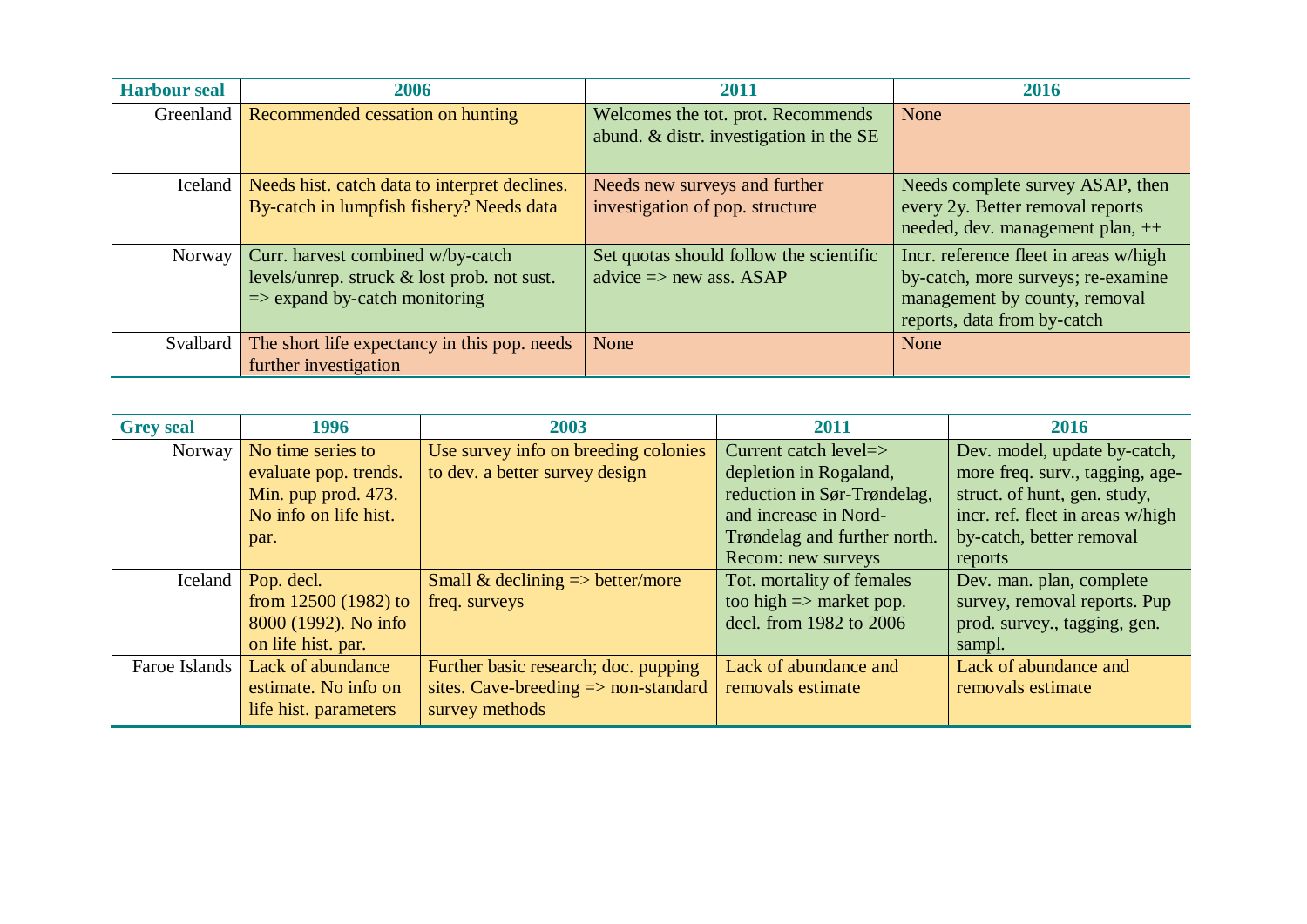| Harbour seal | 2006 | 2011 | 2016 |
|---|---|---|---|
| Greenland | Recommended cessation on hunting | Welcomes the tot. prot. Recommends abund. & distr. investigation in the SE | None |
| Iceland | Needs hist. catch data to interpret declines. By-catch in lumpfish fishery? Needs data | Needs new surveys and further investigation of pop. structure | Needs complete survey ASAP, then every 2y. Better removal reports needed, dev. management plan, ++ |
| Norway | Curr. harvest combined w/by-catch levels/unrep. struck & lost prob. not sust. => expand by-catch monitoring | Set quotas should follow the scientific advice => new ass. ASAP | Incr. reference fleet in areas w/high by-catch, more surveys; re-examine management by county, removal reports, data from by-catch |
| Svalbard | The short life expectancy in this pop. needs further investigation | None | None |

| Grey seal | 1996 | 2003 | 2011 | 2016 |
|---|---|---|---|---|
| Norway | No time series to evaluate pop. trends. Min. pup prod. 473. No info on life hist. par. | Use survey info on breeding colonies to dev. a better survey design | Current catch level=> depletion in Rogaland, reduction in Sør-Trøndelag, and increase in Nord-Trøndelag and further north. Recom: new surveys | Dev. model, update by-catch, more freq. surv., tagging, age-struct. of hunt, gen. study, incr. ref. fleet in areas w/high by-catch, better removal reports |
| Iceland | Pop. decl. from 12500 (1982) to 8000 (1992). No info on life hist. par. | Small & declining => better/more freq. surveys | Tot. mortality of females too high => market pop. decl. from 1982 to 2006 | Dev. man. plan, complete survey, removal reports. Pup prod. survey., tagging, gen. sampl. |
| Faroe Islands | Lack of abundance estimate. No info on life hist. parameters | Further basic research; doc. pupping sites. Cave-breeding => non-standard survey methods | Lack of abundance and removals estimate | Lack of abundance and removals estimate |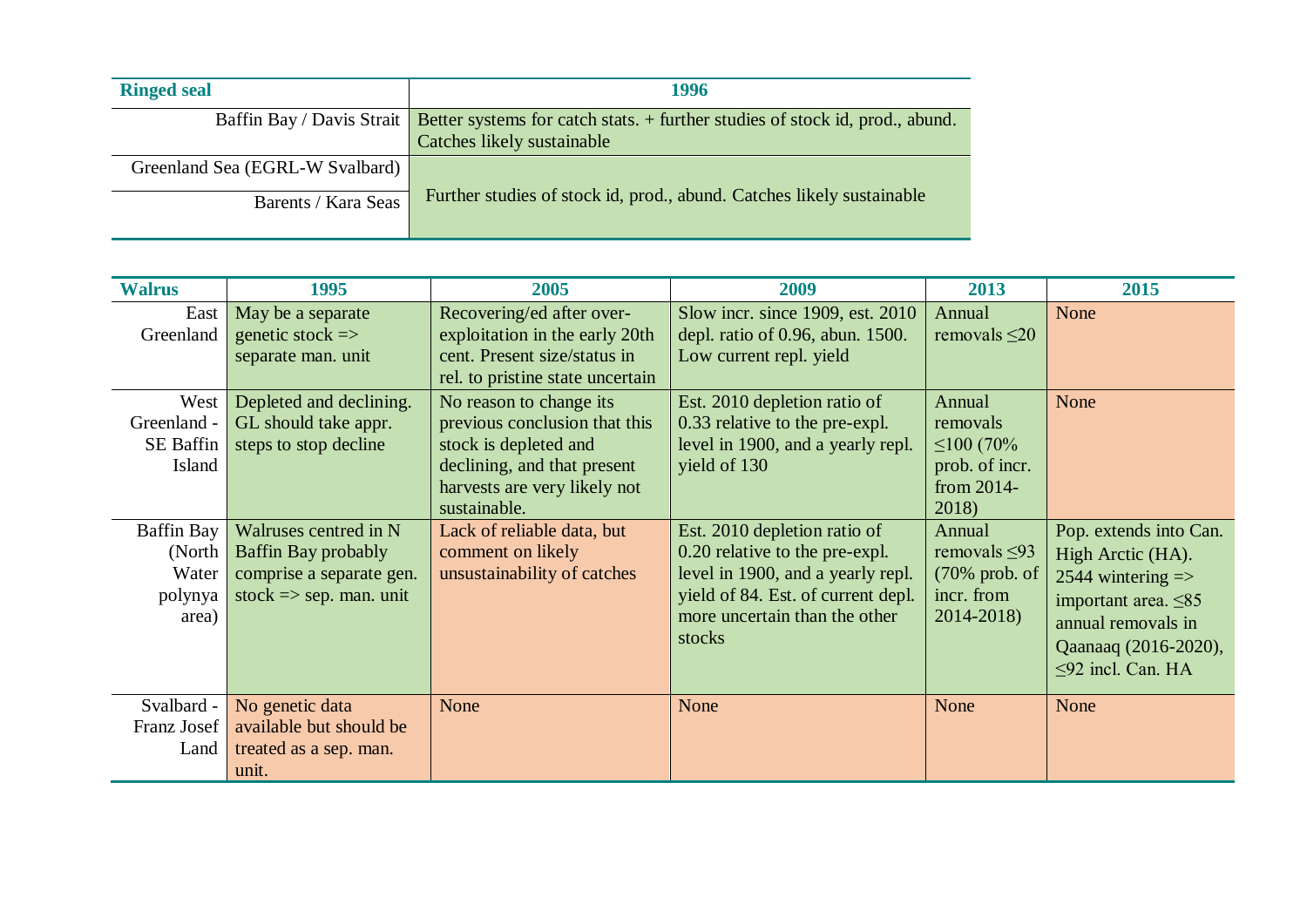| Ringed seal | 1996 |
|---|---|
| Baffin Bay / Davis Strait | Better systems for catch stats. + further studies of stock id, prod., abund. Catches likely sustainable |
| Greenland Sea (EGRL-W Svalbard) | Further studies of stock id, prod., abund. Catches likely sustainable |
| Barents / Kara Seas | |

| Walrus | 1995 | 2005 | 2009 | 2013 | 2015 |
|---|---|---|---|---|---|
| East Greenland | May be a separate genetic stock => separate man. unit | Recovering/ed after over-exploitation in the early 20th cent. Present size/status in rel. to pristine state uncertain | Slow incr. since 1909, est. 2010 depl. ratio of 0.96, abun. 1500. Low current repl. yield | Annual removals ≤20 | None |
| West Greenland - SE Baffin Island | Depleted and declining. GL should take appr. steps to stop decline | No reason to change its previous conclusion that this stock is depleted and declining, and that present harvests are very likely not sustainable. | Est. 2010 depletion ratio of 0.33 relative to the pre-expl. level in 1900, and a yearly repl. yield of 130 | Annual removals ≤100 (70% prob. of incr. from 2014-2018) | None |
| Baffin Bay (North Water polynya area) | Walruses centred in N Baffin Bay probably comprise a separate gen. stock => sep. man. unit | Lack of reliable data, but comment on likely unsustainability of catches | Est. 2010 depletion ratio of 0.20 relative to the pre-expl. level in 1900, and a yearly repl. yield of 84. Est. of current depl. more uncertain than the other stocks | Annual removals ≤93 (70% prob. of incr. from 2014-2018) | Pop. extends into Can. High Arctic (HA). 2544 wintering => important area. ≤85 annual removals in Qaanaaq (2016-2020), ≤92 incl. Can. HA |
| Svalbard - Franz Josef Land | No genetic data available but should be treated as a sep. man. unit. | None | None | None | None |